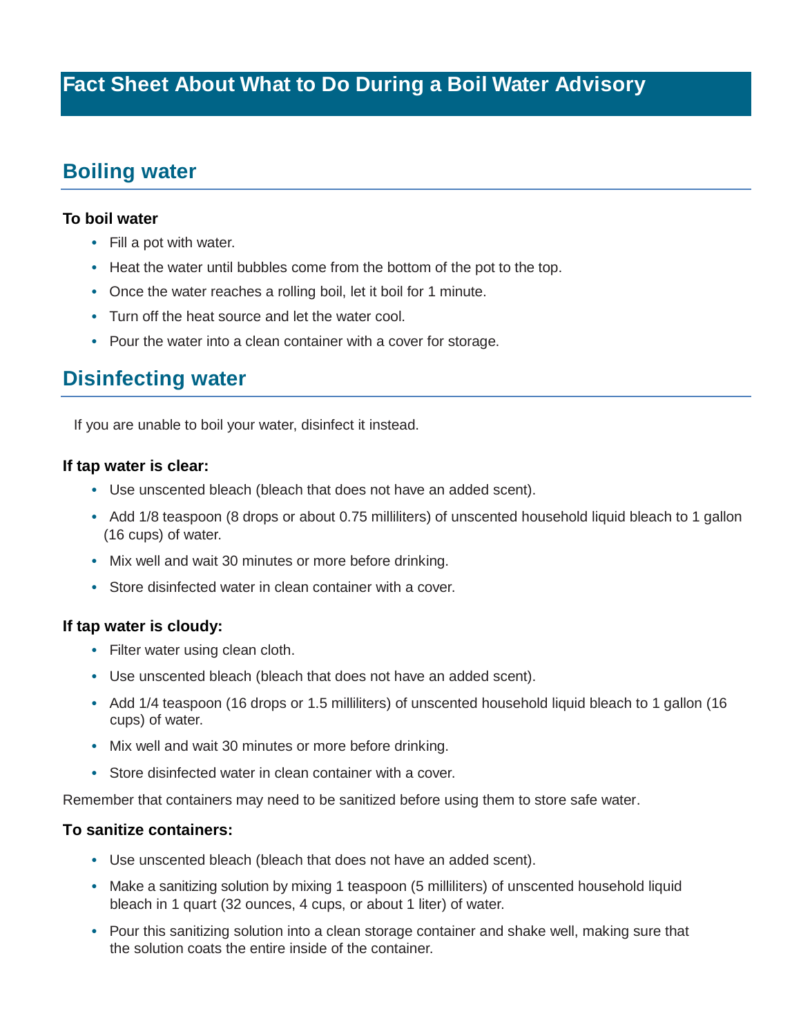# Fact Sheet About What to Do During a Boil Water Advisory

## Boiling water

**To boil water**

- Fill a pot with water.
- Heat the water until bubbles come from the bottom of the pot to the top.
- Once the water reaches a rolling boil, let it boil for 1 minute.
- Turn off the heat source and let the water cool.
- Pour the water into a clean container with a cover for storage.

## Disinfecting water

If you are unable to boil your water, disinfect it instead.

**If tap water is clear:**

- Use unscented bleach (bleach that does not have an added scent).
- Add 1/8 teaspoon (8 drops or about 0.75 milliliters) of unscented household liquid bleach to 1 gallon (16 cups) of water.
- Mix well and wait 30 minutes or more before drinking.
- Store disinfected water in clean container with a cover.

**If tap water is cloudy:**

- Filter water using clean cloth.
- Use unscented bleach (bleach that does not have an added scent).
- Add 1/4 teaspoon (16 drops or 1.5 milliliters) of unscented household liquid bleach to 1 gallon (16 cups) of water.
- Mix well and wait 30 minutes or more before drinking.
- Store disinfected water in clean container with a cover.

Remember that containers may need to be sanitized before using them to store safe water.

**To sanitize containers:**

- Use unscented bleach (bleach that does not have an added scent).
- Make a sanitizing solution by mixing 1 teaspoon (5 milliliters) of unscented household liquid bleach in 1 quart (32 ounces, 4 cups, or about 1 liter) of water.
- Pour this sanitizing solution into a clean storage container and shake well, making sure that the solution coats the entire inside of the container.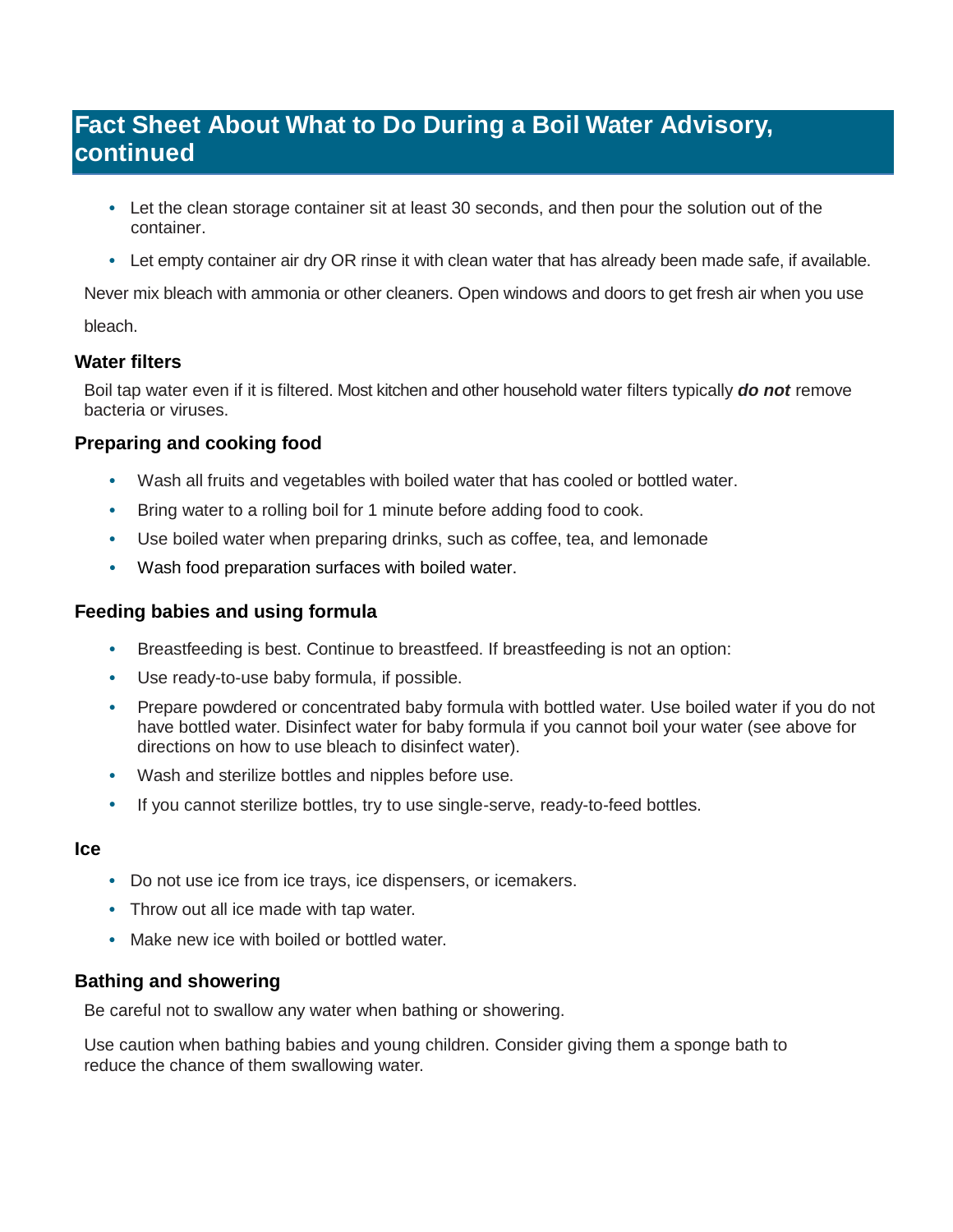## Fact Sheet About What to Do During a Boil Water Advisory, continued

- Let the clean storage container sit at least 30 seconds, and then pour the solution out of the container.
- Let empty container air dry OR rinse it with clean water that has already been made safe, if available.

Never mix bleach with ammonia or other cleaners. Open windows and doors to get fresh air when you use bleach.

### Water filters

Boil tap water even if it is filtered. Most kitchen and other household water filters typically ***do not*** remove bacteria or viruses.

### Preparing and cooking food

- Wash all fruits and vegetables with boiled water that has cooled or bottled water.
- Bring water to a rolling boil for 1 minute before adding food to cook.
- Use boiled water when preparing drinks, such as coffee, tea, and lemonade
- Wash food preparation surfaces with boiled water.

### Feeding babies and using formula

- Breastfeeding is best. Continue to breastfeed. If breastfeeding is not an option:
- Use ready-to-use baby formula, if possible.
- Prepare powdered or concentrated baby formula with bottled water. Use boiled water if you do not have bottled water. Disinfect water for baby formula if you cannot boil your water (see above for directions on how to use bleach to disinfect water).
- Wash and sterilize bottles and nipples before use.
- If you cannot sterilize bottles, try to use single-serve, ready-to-feed bottles.

### Ice

- Do not use ice from ice trays, ice dispensers, or icemakers.
- Throw out all ice made with tap water.
- Make new ice with boiled or bottled water.

### Bathing and showering

Be careful not to swallow any water when bathing or showering.

Use caution when bathing babies and young children. Consider giving them a sponge bath to reduce the chance of them swallowing water.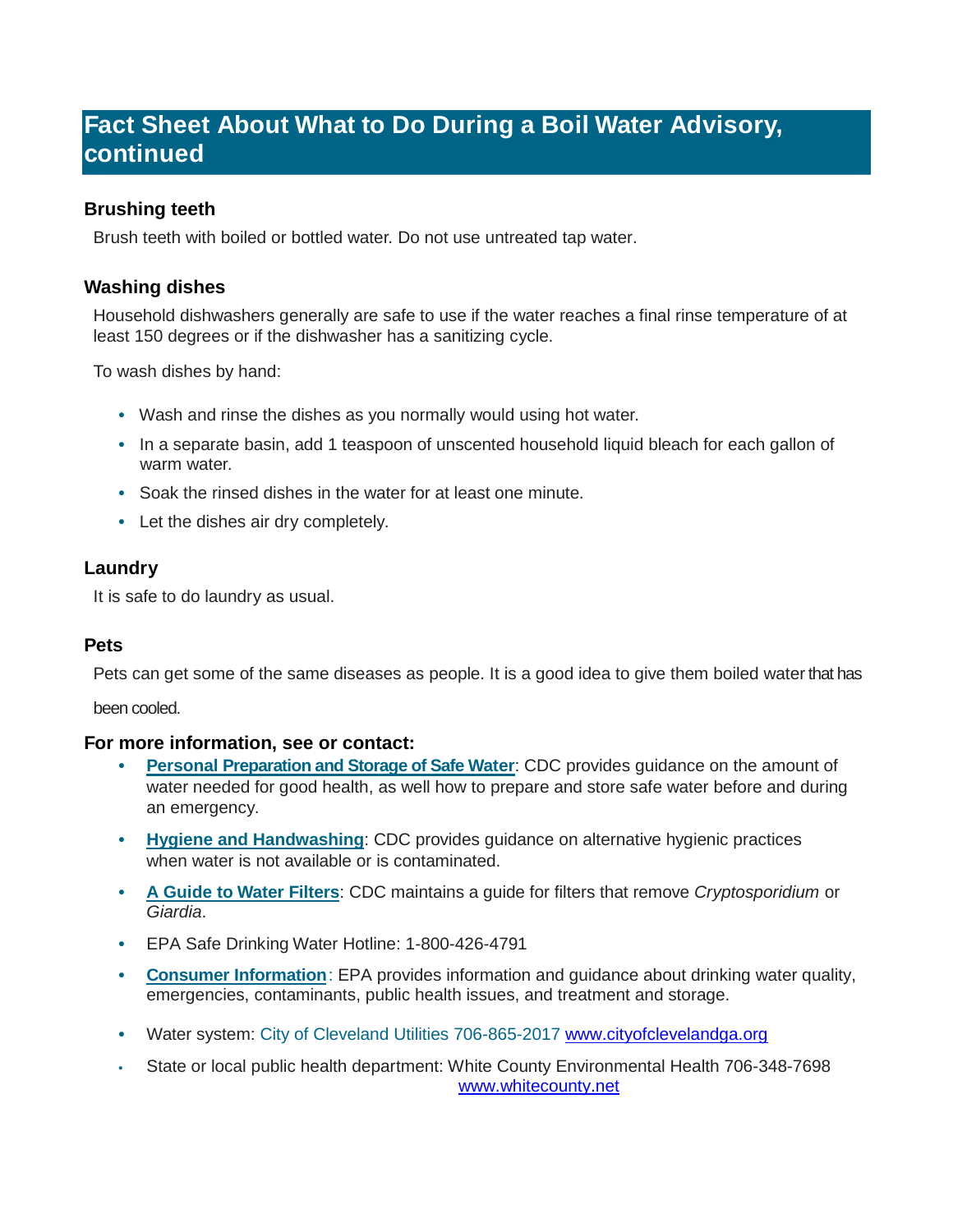# Fact Sheet About What to Do During a Boil Water Advisory, continued

### Brushing teeth

Brush teeth with boiled or bottled water. Do not use untreated tap water.

### Washing dishes

Household dishwashers generally are safe to use if the water reaches a final rinse temperature of at least 150 degrees or if the dishwasher has a sanitizing cycle.

To wash dishes by hand:

- Wash and rinse the dishes as you normally would using hot water.
- In a separate basin, add 1 teaspoon of unscented household liquid bleach for each gallon of warm water.
- Soak the rinsed dishes in the water for at least one minute.
- Let the dishes air dry completely.

### Laundry

It is safe to do laundry as usual.

### Pets

Pets can get some of the same diseases as people. It is a good idea to give them boiled water that has been cooled.

### For more information, see or contact:

- **Personal Preparation and Storage of Safe Water**: CDC provides guidance on the amount of water needed for good health, as well how to prepare and store safe water before and during an emergency.
- **Hygiene and Handwashing**: CDC provides guidance on alternative hygienic practices when water is not available or is contaminated.
- **A Guide to Water Filters**: CDC maintains a guide for filters that remove *Cryptosporidium* or *Giardia*.
- EPA Safe Drinking Water Hotline: 1-800-426-4791
- **Consumer Information**: EPA provides information and guidance about drinking water quality, emergencies, contaminants, public health issues, and treatment and storage.
- Water system: City of Cleveland Utilities 706-865-2017 www.cityofclevelandga.org
- State or local public health department: White County Environmental Health 706-348-7698 www.whitecounty.net